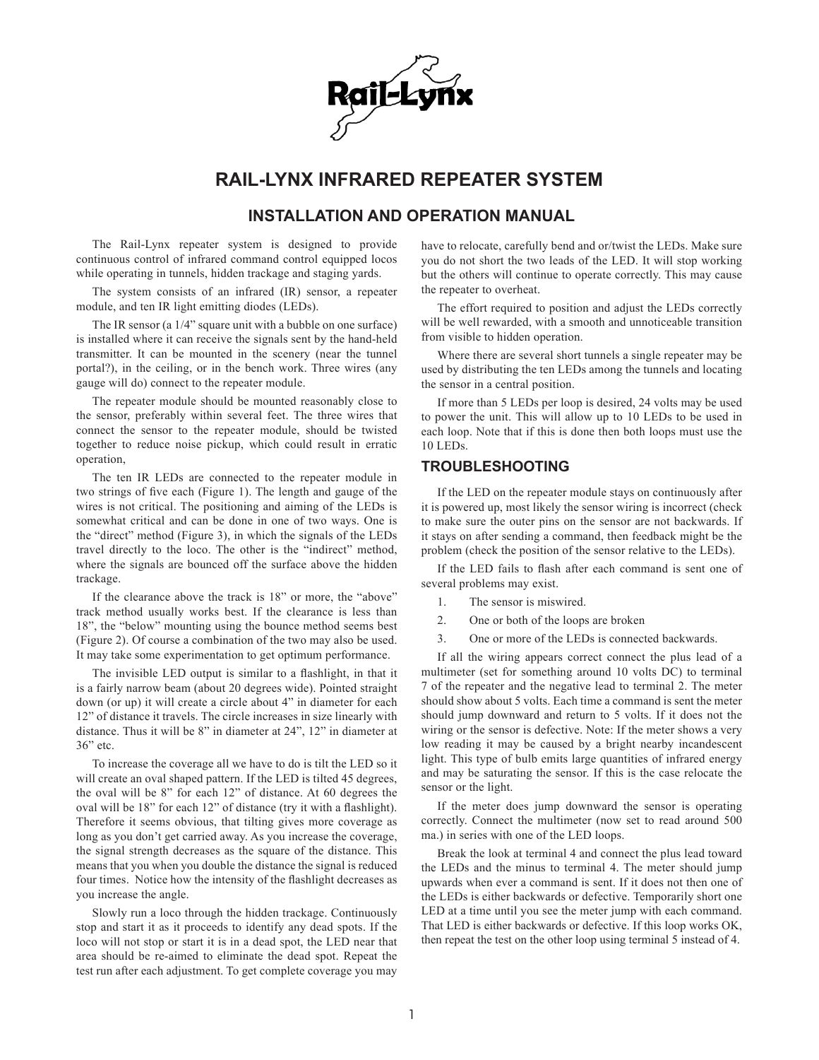# RAIL-LYNX INFRARED REPEATER SYSTEM

## INSTALLATION AND OPERATION MANUAL

The Rail-Lynx repeater system is designed to provide continuous control of infrared command control equipped locos while operating in tunnels, hidden trackage and staging yards.

The system consists of an infrared (IR) sensor, a repeater module, and ten IR light emitting diodes (LEDs).

The IR sensor (a 1/4" square unit with a bubble on one surface) is installed where it can receive the signals sent by the hand-held transmitter. It can be mounted in the scenery (near the tunnel portal?), in the ceiling, or in the bench work. Three wires (any gauge will do) connect to the repeater module.

The repeater module should be mounted reasonably close to the sensor, preferably within several feet. The three wires that connect the sensor to the repeater module, should be twisted together to reduce noise pickup, which could result in erratic operation,

The ten IR LEDs are connected to the repeater module in two strings of five each (Figure 1). The length and gauge of the wires is not critical. The positioning and aiming of the LEDs is somewhat critical and can be done in one of two ways. One is the "direct" method (Figure 3), in which the signals of the LEDs travel directly to the loco. The other is the "indirect" method, where the signals are bounced off the surface above the hidden trackage.

If the clearance above the track is 18" or more, the "above" track method usually works best. If the clearance is less than 18", the "below" mounting using the bounce method seems best (Figure 2). Of course a combination of the two may also be used. It may take some experimentation to get optimum performance.

The invisible LED output is similar to a flashlight, in that it is a fairly narrow beam (about 20 degrees wide). Pointed straight down (or up) it will create a circle about 4" in diameter for each 12" of distance it travels. The circle increases in size linearly with distance. Thus it will be 8" in diameter at 24", 12" in diameter at 36" etc.

To increase the coverage all we have to do is tilt the LED so it will create an oval shaped pattern. If the LED is tilted 45 degrees, the oval will be 8" for each 12" of distance. At 60 degrees the oval will be 18" for each 12" of distance (try it with a flashlight). Therefore it seems obvious, that tilting gives more coverage as long as you don't get carried away. As you increase the coverage, the signal strength decreases as the square of the distance. This means that you when you double the distance the signal is reduced four times. Notice how the intensity of the flashlight decreases as you increase the angle.

Slowly run a loco through the hidden trackage. Continuously stop and start it as it proceeds to identify any dead spots. If the loco will not stop or start it is in a dead spot, the LED near that area should be re-aimed to eliminate the dead spot. Repeat the test run after each adjustment. To get complete coverage you may have to relocate, carefully bend and or/twist the LEDs. Make sure you do not short the two leads of the LED. It will stop working but the others will continue to operate correctly. This may cause the repeater to overheat.

The effort required to position and adjust the LEDs correctly will be well rewarded, with a smooth and unnoticeable transition from visible to hidden operation.

Where there are several short tunnels a single repeater may be used by distributing the ten LEDs among the tunnels and locating the sensor in a central position.

If more than 5 LEDs per loop is desired, 24 volts may be used to power the unit. This will allow up to 10 LEDs to be used in each loop. Note that if this is done then both loops must use the 10 LEDs.

### TROUBLESHOOTING

If the LED on the repeater module stays on continuously after it is powered up, most likely the sensor wiring is incorrect (check to make sure the outer pins on the sensor are not backwards. If it stays on after sending a command, then feedback might be the problem (check the position of the sensor relative to the LEDs).

If the LED fails to flash after each command is sent one of several problems may exist.

1. The sensor is miswired.
2. One or both of the loops are broken
3. One or more of the LEDs is connected backwards.

If all the wiring appears correct connect the plus lead of a multimeter (set for something around 10 volts DC) to terminal 7 of the repeater and the negative lead to terminal 2. The meter should show about 5 volts. Each time a command is sent the meter should jump downward and return to 5 volts. If it does not the wiring or the sensor is defective. Note: If the meter shows a very low reading it may be caused by a bright nearby incandescent light. This type of bulb emits large quantities of infrared energy and may be saturating the sensor. If this is the case relocate the sensor or the light.

If the meter does jump downward the sensor is operating correctly. Connect the multimeter (now set to read around 500 ma.) in series with one of the LED loops.

Break the look at terminal 4 and connect the plus lead toward the LEDs and the minus to terminal 4. The meter should jump upwards when ever a command is sent. If it does not then one of the LEDs is either backwards or defective. Temporarily short one LED at a time until you see the meter jump with each command. That LED is either backwards or defective. If this loop works OK, then repeat the test on the other loop using terminal 5 instead of 4.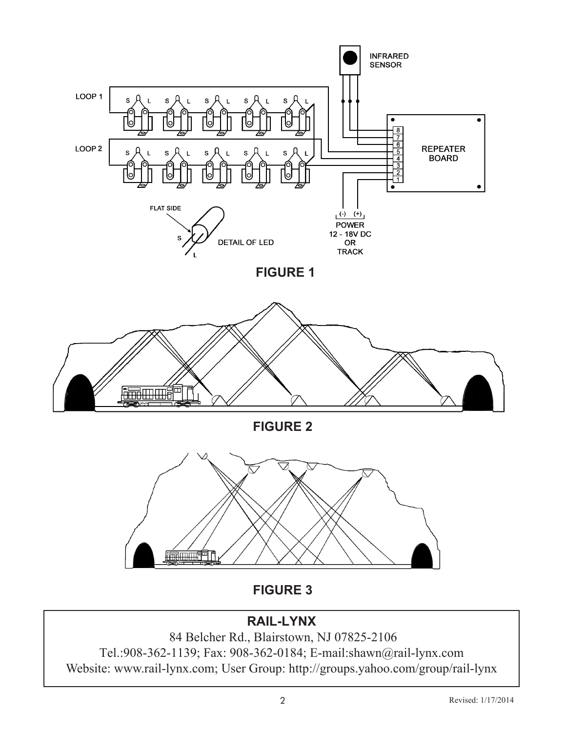INFRARED SENSOR

LOOP 1

LOOP 2

S L S L S L S L S L

REPEATER BOARD

8
7
6
5
4
3
2
1

FLAT SIDE

S

L

DETAIL OF LED

(-) (+)

POWER
12 - 18V DC
OR
TRACK

**FIGURE 1**

**FIGURE 2**

**FIGURE 3**

**RAIL-LYNX**

84 Belcher Rd., Blairstown, NJ 07825-2106

Tel.:908-362-1139; Fax: 908-362-0184; E-mail:shawn@rail-lynx.com

Website: www.rail-lynx.com; User Group: http://groups.yahoo.com/group/rail-lynx

Revised: 1/17/2014